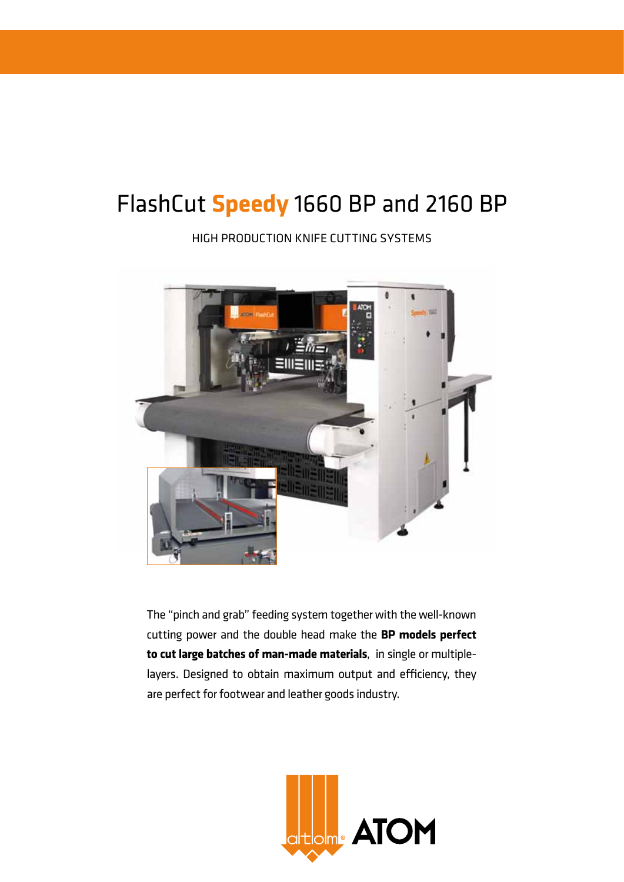# FlashCut **Speedy** 1660 BP and 2160 BP

HIGH PRODUCTION KNIFE CUTTING SYSTEMS

The "pinch and grab" feeding system together with the well-known cutting power and the double head make the **BP models perfect to cut large batches of man-made materials**, in single or multiple-layers. Designed to obtain maximum output and efficiency, they are perfect for footwear and leather goods industry.

atom® ATOM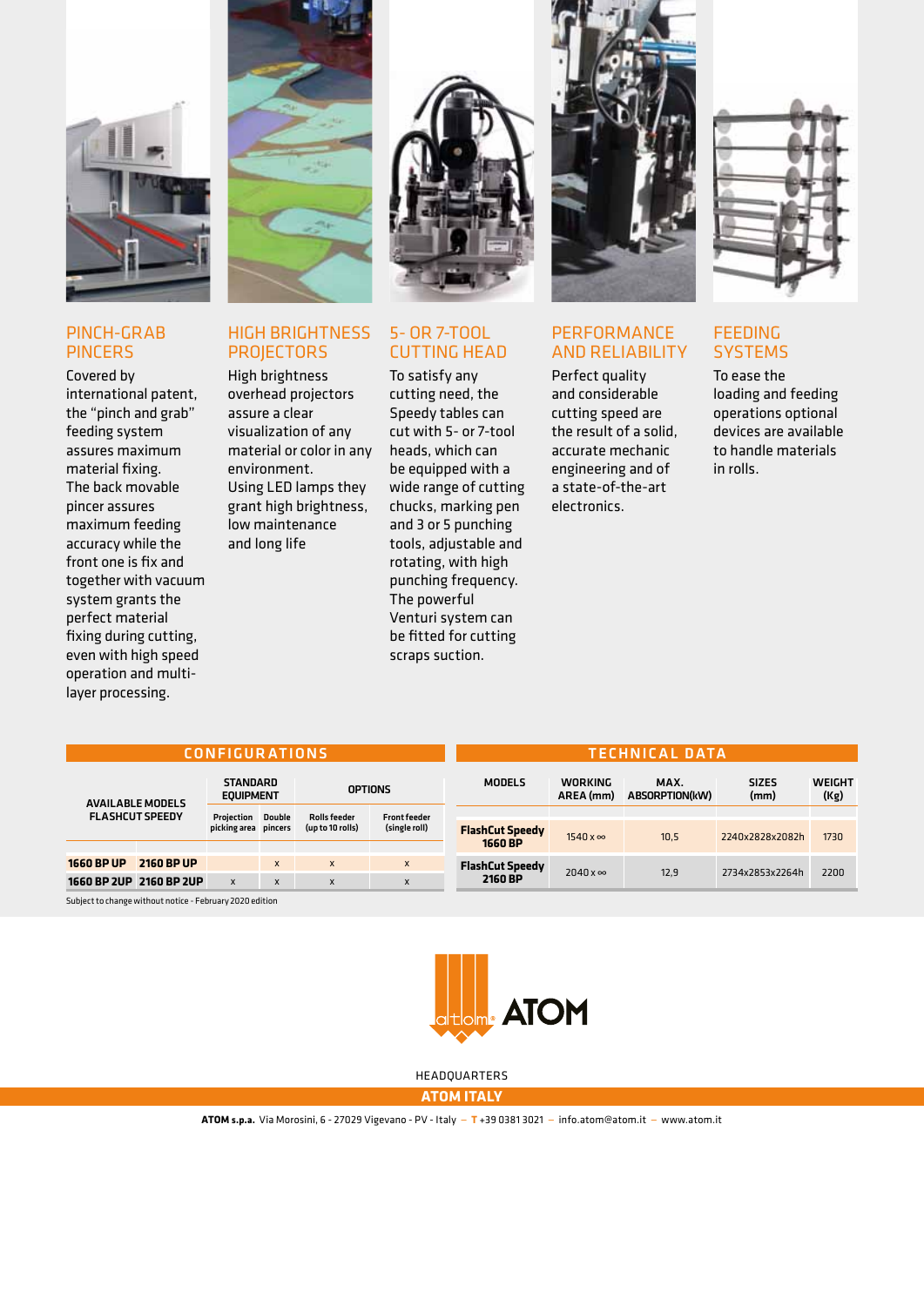## PINCH-GRAB PINCERS

Covered by international patent, the "pinch and grab" feeding system assures maximum material fixing.
The back movable pincer assures maximum feeding accuracy while the front one is fix and together with vacuum system grants the perfect material fixing during cutting, even with high speed operation and multi-layer processing.

## HIGH BRIGHTNESS PROJECTORS

High brightness overhead projectors assure a clear visualization of any material or color in any environment.
Using LED lamps they grant high brightness, low maintenance and long life

## 5- OR 7-TOOL CUTTING HEAD

To satisfy any cutting need, the Speedy tables can cut with 5- or 7-tool heads, which can be equipped with a wide range of cutting chucks, marking pen and 3 or 5 punching tools, adjustable and rotating, with high punching frequency.
The powerful Venturi system can be fitted for cutting scraps suction.

## PERFORMANCE AND RELIABILITY

Perfect quality and considerable cutting speed are the result of a solid, accurate mechanic engineering and of a state-of-the-art electronics.

## FEEDING SYSTEMS

To ease the loading and feeding operations optional devices are available to handle materials in rolls.

## CONFIGURATIONS

| AVAILABLE MODELS FLASHCUT SPEEDY | | STANDARD EQUIPMENT | OPTIONS | | |
|---|---|---|---|---|---|
| | | Projection picking area | Double pincers | Rolls feeder (up to 10 rolls) | Front feeder (single roll) |
| 1660 BP UP | 2160 BP UP | | x | x | x |
| 1660 BP 2UP | 2160 BP 2UP | x | x | x | x |

Subject to change without notice - February 2020 edition

## TECHNICAL DATA

| MODELS | WORKING AREA (mm) | MAX. ABSORPTION(kW) | SIZES (mm) | WEIGHT (Kg) |
|---|---|---|---|---|
| FlashCut Speedy 1660 BP | 1540 x ∞ | 10,5 | 2240x2828x2082h | 1730 |
| FlashCut Speedy 2160 BP | 2040 x ∞ | 12,9 | 2734x2853x2264h | 2200 |

atom® ATOM

HEADQUARTERS

**ATOM ITALY**

**ATOM s.p.a.** Via Morosini, 6 - 27029 Vigevano - PV - Italy – T +39 0381 3021 – info.atom@atom.it – www.atom.it